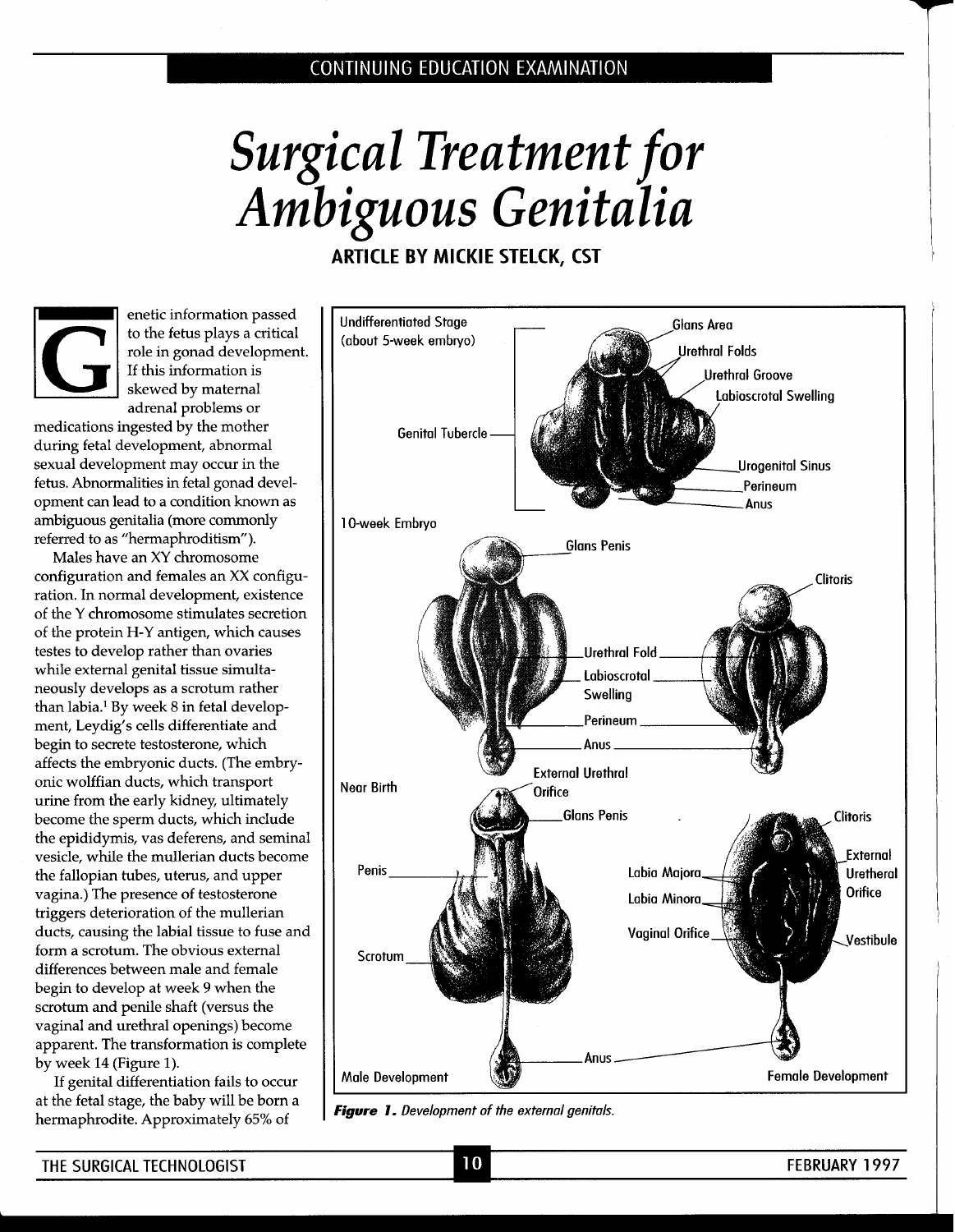CONTINUING EDUCATION EXAMINATION

# Surgical Treatment for Ambiguous Genitalia

**ARTICLE BY MICKIE STELCK, CST**

Genetic information passed to the fetus plays a critical role in gonad development. If this information is skewed by maternal adrenal problems or medications ingested by the mother during fetal development, abnormal sexual development may occur in the fetus. Abnormalities in fetal gonad development can lead to a condition known as ambiguous genitalia (more commonly referred to as "hermaphroditism").

Males have an XY chromosome configuration and females an XX configuration. In normal development, existence of the Y chromosome stimulates secretion of the protein H-Y antigen, which causes testes to develop rather than ovaries while external genital tissue simultaneously develops as a scrotum rather than labia.[1] By week 8 in fetal development, Leydig's cells differentiate and begin to secrete testosterone, which affects the embryonic ducts. (The embryonic wolffian ducts, which transport urine from the early kidney, ultimately become the sperm ducts, which include the epididymis, vas deferens, and seminal vesicle, while the mullerian ducts become the fallopian tubes, uterus, and upper vagina.) The presence of testosterone triggers deterioration of the mullerian ducts, causing the labial tissue to fuse and form a scrotum. The obvious external differences between male and female begin to develop at week 9 when the scrotum and penile shaft (versus the vaginal and urethral openings) become apparent. The transformation is complete by week 14 (Figure 1).

If genital differentiation fails to occur at the fetal stage, the baby will be born a hermaphrodite. Approximately 65% of

Undifferentiated Stage (about 5-week embryo): Glans Area, Urethral Folds, Urethral Groove, Labioscrotal Swelling, Genital Tubercle, Urogenital Sinus, Perineum, Anus

10-week Embryo: Glans Penis, Clitoris, Urethral Fold, Labioscrotal Swelling, Perineum, Anus

Near Birth: External Urethral Orifice, Glans Penis, Penis, Scrotum, Anus, Clitoris, External Uretheral Orifice, Labia Majora, Labia Minora, Vaginal Orifice, Vestibule

Male Development — Female Development

***Figure 1.*** *Development of the external genitals.*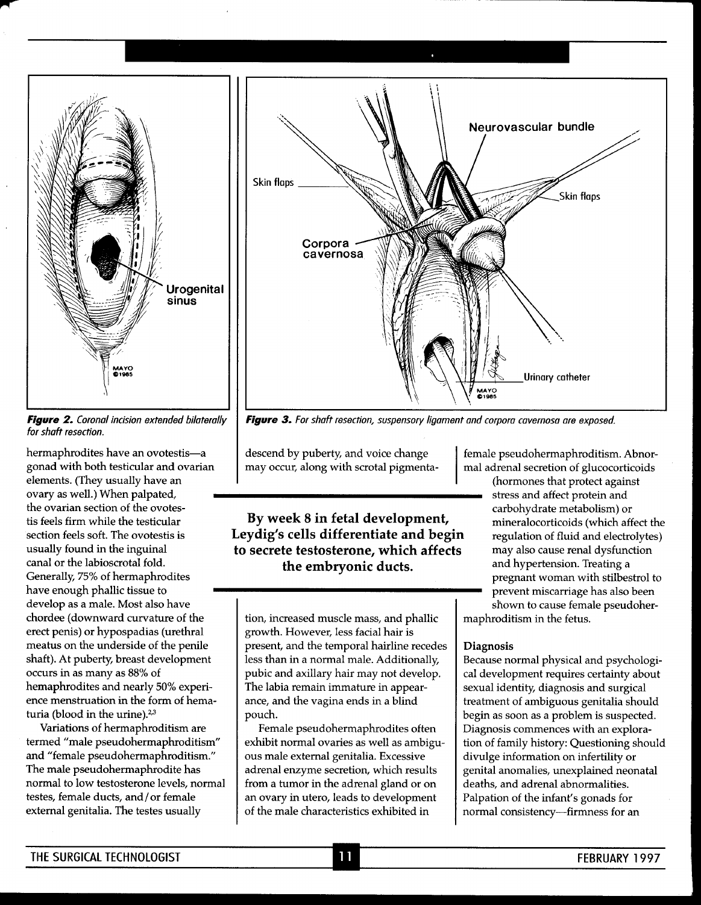*Figure 2. Coronal incision extended bilaterally for shaft resection.*

*Figure 3. For shaft resection, suspensory ligament and corpora cavernosa are exposed.*

hermaphrodites have an ovotestis—a gonad with both testicular and ovarian elements. (They usually have an ovary as well.) When palpated, the ovarian section of the ovotestis feels firm while the testicular section feels soft. The ovotestis is usually found in the inguinal canal or the labioscrotal fold. Generally, 75% of hermaphrodites have enough phallic tissue to develop as a male. Most also have chordee (downward curvature of the erect penis) or hypospadias (urethral meatus on the underside of the penile shaft). At puberty, breast development occurs in as many as 88% of hemaphrodites and nearly 50% experience menstruation in the form of hematuria (blood in the urine).[2,3]

Variations of hermaphroditism are termed "male pseudohermaphroditism" and "female pseudohermaphroditism." The male pseudohermaphrodite has normal to low testosterone levels, normal testes, female ducts, and/or female external genitalia. The testes usually descend by puberty, and voice change may occur, along with scrotal pigmentation, increased muscle mass, and phallic growth. However, less facial hair is present, and the temporal hairline recedes less than in a normal male. Additionally, pubic and axillary hair may not develop. The labia remain immature in appearance, and the vagina ends in a blind pouch.

**By week 8 in fetal development, Leydig's cells differentiate and begin to secrete testosterone, which affects the embryonic ducts.**

Female pseudohermaphrodites often exhibit normal ovaries as well as ambiguous male external genitalia. Excessive adrenal enzyme secretion, which results from a tumor in the adrenal gland or on an ovary in utero, leads to development of the male characteristics exhibited in female pseudohermaphroditism. Abnormal adrenal secretion of glucocorticoids (hormones that protect against stress and affect protein and carbohydrate metabolism) or mineralocorticoids (which affect the regulation of fluid and electrolytes) may also cause renal dysfunction and hypertension. Treating a pregnant woman with stilbestrol to prevent miscarriage has also been shown to cause female pseudohermaphroditism in the fetus.

### Diagnosis

Because normal physical and psychological development requires certainty about sexual identity, diagnosis and surgical treatment of ambiguous genitalia should begin as soon as a problem is suspected. Diagnosis commences with an exploration of family history: Questioning should divulge information on infertility or genital anomalies, unexplained neonatal deaths, and adrenal abnormalities. Palpation of the infant's gonads for normal consistency—firmness for an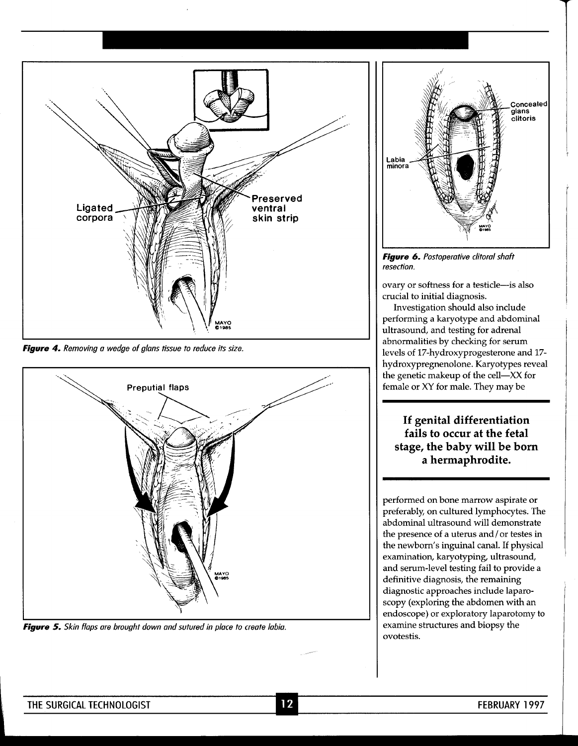Ligated corpora

Preserved ventral skin strip

*Figure 4. Removing a wedge of glans tissue to reduce its size.*

Preputial flaps

*Figure 5. Skin flaps are brought down and sutured in place to create labia.*

Concealed glans clitoris

Labia minora

*Figure 6. Postoperative clitoral shaft resection.*

ovary or softness for a testicle—is also crucial to initial diagnosis.

Investigation should also include performing a karyotype and abdominal ultrasound, and testing for adrenal abnormalities by checking for serum levels of 17-hydroxyprogesterone and 17-hydroxypregnenolone. Karyotypes reveal the genetic makeup of the cell—XX for female or XY for male. They may be performed on bone marrow aspirate or preferably, on cultured lymphocytes. The abdominal ultrasound will demonstrate the presence of a uterus and/or testes in the newborn's inguinal canal. If physical examination, karyotyping, ultrasound, and serum-level testing fail to provide a definitive diagnosis, the remaining diagnostic approaches include laparoscopy (exploring the abdomen with an endoscope) or exploratory laparotomy to examine structures and biopsy the ovotestis.

**If genital differentiation fails to occur at the fetal stage, the baby will be born a hermaphrodite.**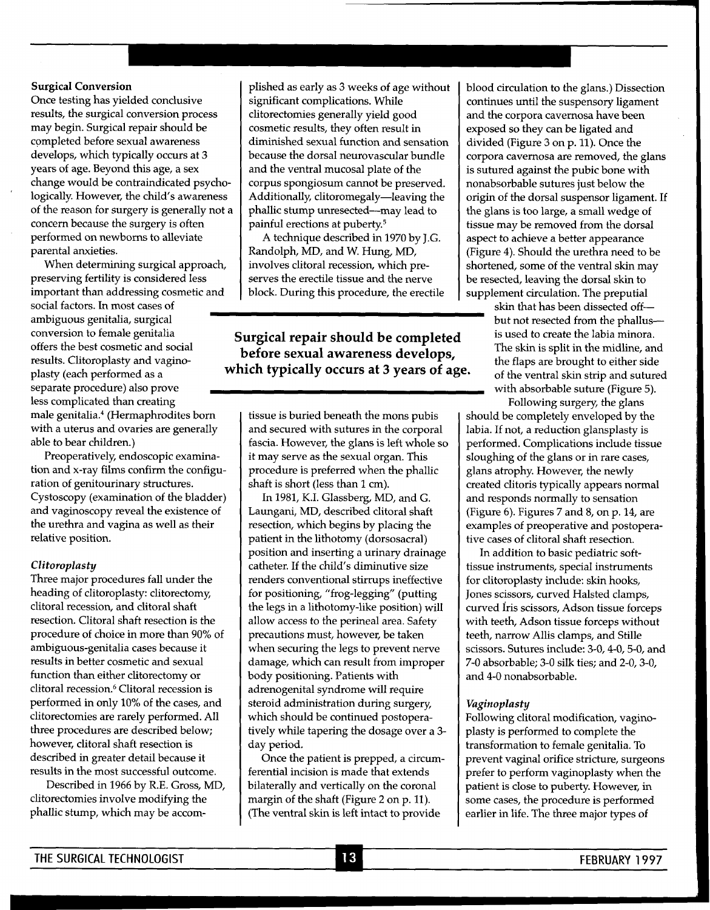### Surgical Conversion

Once testing has yielded conclusive results, the surgical conversion process may begin. Surgical repair should be completed before sexual awareness develops, which typically occurs at 3 years of age. Beyond this age, a sex change would be contraindicated psychologically. However, the child's awareness of the reason for surgery is generally not a concern because the surgery is often performed on newborns to alleviate parental anxieties.

When determining surgical approach, preserving fertility is considered less important than addressing cosmetic and social factors. In most cases of ambiguous genitalia, surgical conversion to female genitalia offers the best cosmetic and social results. Clitoroplasty and vaginoplasty (each performed as a separate procedure) also prove less complicated than creating male genitalia.[4] (Hermaphrodites born with a uterus and ovaries are generally able to bear children.)

Preoperatively, endoscopic examination and x-ray films confirm the configuration of genitourinary structures. Cystoscopy (examination of the bladder) and vaginoscopy reveal the existence of the urethra and vagina as well as their relative position.

#### *Clitoroplasty*

Three major procedures fall under the heading of clitoroplasty: clitorectomy, clitoral recession, and clitoral shaft resection. Clitoral shaft resection is the procedure of choice in more than 90% of ambiguous-genitalia cases because it results in better cosmetic and sexual function than either clitorectomy or clitoral recession.[6] Clitoral recession is performed in only 10% of the cases, and clitorectomies are rarely performed. All three procedures are described below; however, clitoral shaft resection is described in greater detail because it results in the most successful outcome.

Described in 1966 by R.E. Gross, MD, clitorectomies involve modifying the phallic stump, which may be accomplished as early as 3 weeks of age without significant complications. While clitorectomies generally yield good cosmetic results, they often result in diminished sexual function and sensation because the dorsal neurovascular bundle and the ventral mucosal plate of the corpus spongiosum cannot be preserved. Additionally, clitoromegaly—leaving the phallic stump unresected—may lead to painful erections at puberty.[5]

A technique described in 1970 by J.G. Randolph, MD, and W. Hung, MD, involves clitoral recession, which preserves the erectile tissue and the nerve block. During this procedure, the erectile tissue is buried beneath the mons pubis and secured with sutures in the corporal fascia. However, the glans is left whole so it may serve as the sexual organ. This procedure is preferred when the phallic shaft is short (less than 1 cm).

**Surgical repair should be completed before sexual awareness develops, which typically occurs at 3 years of age.**

In 1981, K.I. Glassberg, MD, and G. Laungani, MD, described clitoral shaft resection, which begins by placing the patient in the lithotomy (dorsosacral) position and inserting a urinary drainage catheter. If the child's diminutive size renders conventional stirrups ineffective for positioning, "frog-legging" (putting the legs in a lithotomy-like position) will allow access to the perineal area. Safety precautions must, however, be taken when securing the legs to prevent nerve damage, which can result from improper body positioning. Patients with adrenogenital syndrome will require steroid administration during surgery, which should be continued postoperatively while tapering the dosage over a 3-day period.

Once the patient is prepped, a circumferential incision is made that extends bilaterally and vertically on the coronal margin of the shaft (Figure 2 on p. 11). (The ventral skin is left intact to provide blood circulation to the glans.) Dissection continues until the suspensory ligament and the corpora cavernosa have been exposed so they can be ligated and divided (Figure 3 on p. 11). Once the corpora cavernosa are removed, the glans is sutured against the pubic bone with nonabsorbable sutures just below the origin of the dorsal suspensor ligament. If the glans is too large, a small wedge of tissue may be removed from the dorsal aspect to achieve a better appearance (Figure 4). Should the urethra need to be shortened, some of the ventral skin may be resected, leaving the dorsal skin to supplement circulation. The preputial skin that has been dissected off—but not resected from the phallus—is used to create the labia minora. The skin is split in the midline, and the flaps are brought to either side of the ventral skin strip and sutured with absorbable suture (Figure 5).

Following surgery, the glans should be completely enveloped by the labia. If not, a reduction glansplasty is performed. Complications include tissue sloughing of the glans or in rare cases, glans atrophy. However, the newly created clitoris typically appears normal and responds normally to sensation (Figure 6). Figures 7 and 8, on p. 14, are examples of preoperative and postoperative cases of clitoral shaft resection.

In addition to basic pediatric soft-tissue instruments, special instruments for clitoroplasty include: skin hooks, Jones scissors, curved Halsted clamps, curved Iris scissors, Adson tissue forceps with teeth, Adson tissue forceps without teeth, narrow Allis clamps, and Stille scissors. Sutures include: 3-0, 4-0, 5-0, and 7-0 absorbable; 3-0 silk ties; and 2-0, 3-0, and 4-0 nonabsorbable.

#### *Vaginoplasty*

Following clitoral modification, vaginoplasty is performed to complete the transformation to female genitalia. To prevent vaginal orifice stricture, surgeons prefer to perform vaginoplasty when the patient is close to puberty. However, in some cases, the procedure is performed earlier in life. The three major types of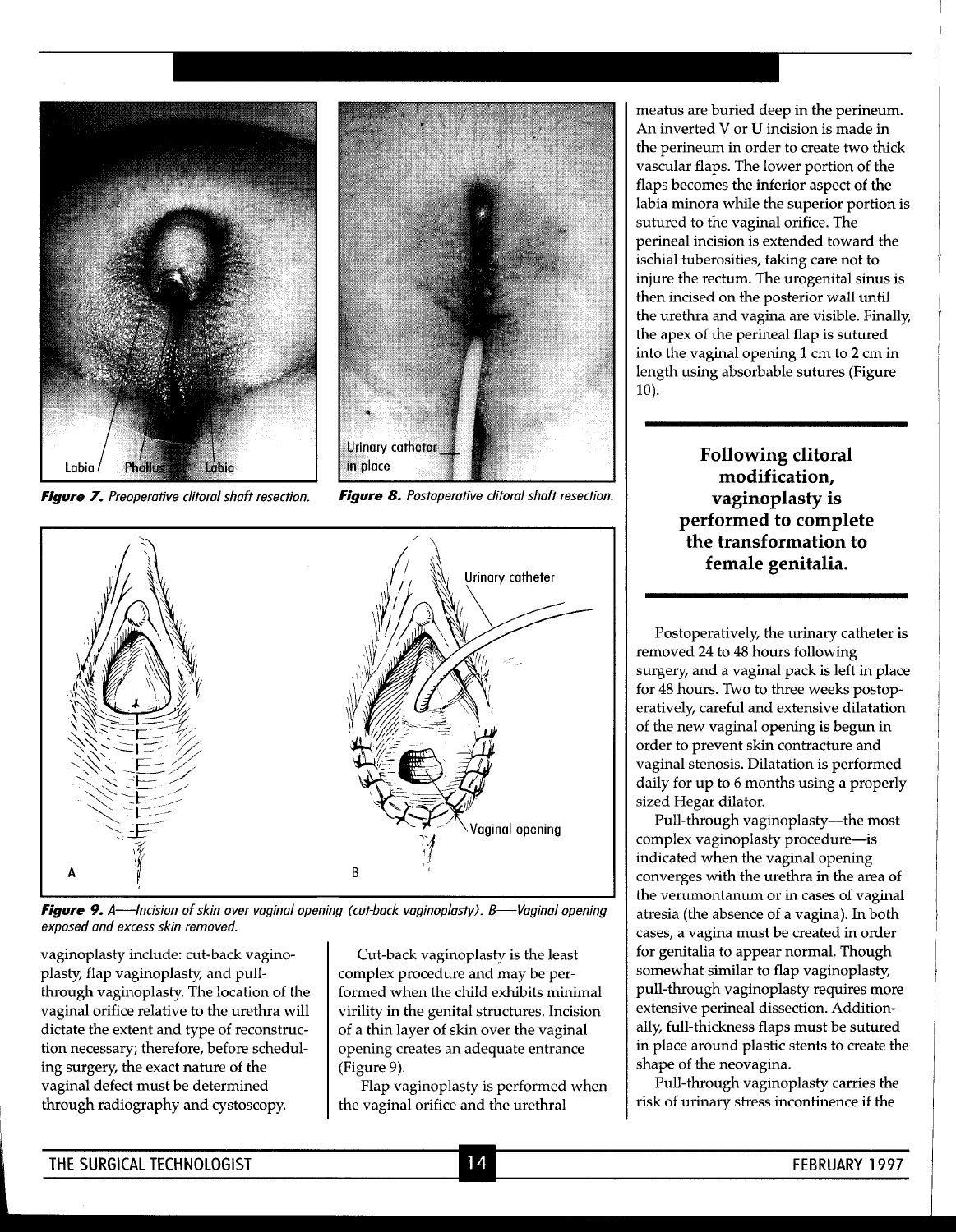Figure 7. Preoperative clitoral shaft resection.

Figure 8. Postoperative clitoral shaft resection.

Figure 9. A—Incision of skin over vaginal opening (cut-back vaginoplasty). B—Vaginal opening exposed and excess skin removed.

vaginoplasty include: cut-back vaginoplasty, flap vaginoplasty, and pull-through vaginoplasty. The location of the vaginal orifice relative to the urethra will dictate the extent and type of reconstruction necessary; therefore, before scheduling surgery, the exact nature of the vaginal defect must be determined through radiography and cystoscopy.

Cut-back vaginoplasty is the least complex procedure and may be performed when the child exhibits minimal virility in the genital structures. Incision of a thin layer of skin over the vaginal opening creates an adequate entrance (Figure 9).

Flap vaginoplasty is performed when the vaginal orifice and the urethral meatus are buried deep in the perineum. An inverted V or U incision is made in the perineum in order to create two thick vascular flaps. The lower portion of the flaps becomes the inferior aspect of the labia minora while the superior portion is sutured to the vaginal orifice. The perineal incision is extended toward the ischial tuberosities, taking care not to injure the rectum. The urogenital sinus is then incised on the posterior wall until the urethra and vagina are visible. Finally, the apex of the perineal flap is sutured into the vaginal opening 1 cm to 2 cm in length using absorbable sutures (Figure 10).

**Following clitoral modification, vaginoplasty is performed to complete the transformation to female genitalia.**

Postoperatively, the urinary catheter is removed 24 to 48 hours following surgery, and a vaginal pack is left in place for 48 hours. Two to three weeks postoperatively, careful and extensive dilatation of the new vaginal opening is begun in order to prevent skin contracture and vaginal stenosis. Dilatation is performed daily for up to 6 months using a properly sized Hegar dilator.

Pull-through vaginoplasty—the most complex vaginoplasty procedure—is indicated when the vaginal opening converges with the urethra in the area of the verumontanum or in cases of vaginal atresia (the absence of a vagina). In both cases, a vagina must be created in order for genitalia to appear normal. Though somewhat similar to flap vaginoplasty, pull-through vaginoplasty requires more extensive perineal dissection. Additionally, full-thickness flaps must be sutured in place around plastic stents to create the shape of the neovagina.

Pull-through vaginoplasty carries the risk of urinary stress incontinence if the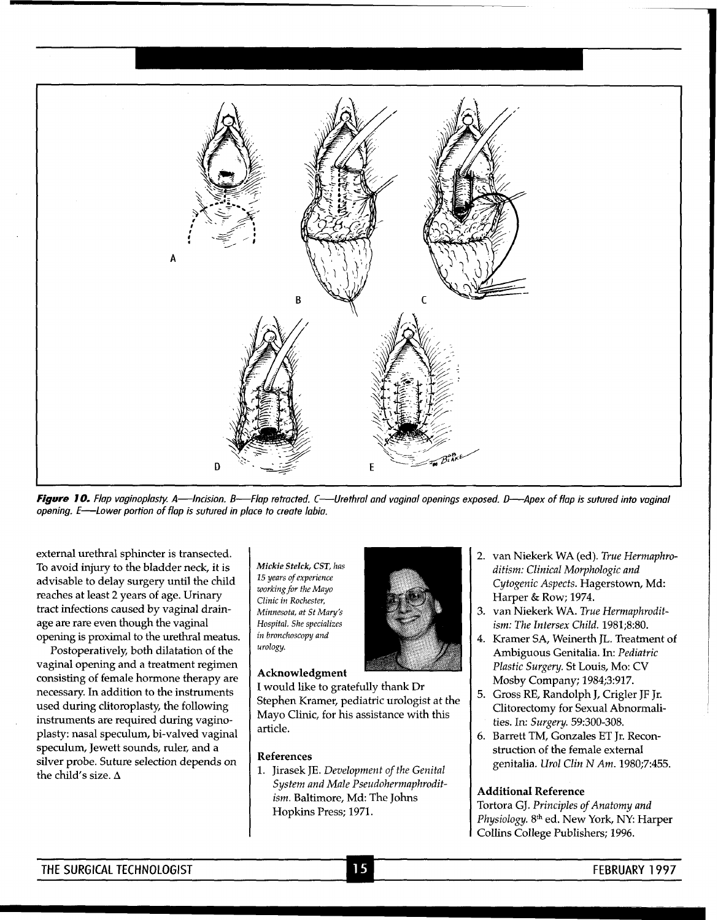A

B

C

D

E

***Figure 10.*** *Flap vaginoplasty. A—Incision. B—Flap retracted. C—Urethral and vaginal openings exposed. D—Apex of flap is sutured into vaginal opening. E—Lower portion of flap is sutured in place to create labia.*

external urethral sphincter is transected. To avoid injury to the bladder neck, it is advisable to delay surgery until the child reaches at least 2 years of age. Urinary tract infections caused by vaginal drainage are rare even though the vaginal opening is proximal to the urethral meatus.

Postoperatively, both dilatation of the vaginal opening and a treatment regimen consisting of female hormone therapy are necessary. In addition to the instruments used during clitoroplasty, the following instruments are required during vaginoplasty: nasal speculum, bi-valved vaginal speculum, Jewett sounds, ruler, and a silver probe. Suture selection depends on the child's size. Δ

***Mickie Stelck, CST,*** *has 15 years of experience working for the Mayo Clinic in Rochester, Minnesota, at St Mary's Hospital. She specializes in bronchoscopy and urology.*

### Acknowledgment

I would like to gratefully thank Dr Stephen Kramer, pediatric urologist at the Mayo Clinic, for his assistance with this article.

### References

1. Jirasek JE. *Development of the Genital System and Male Pseudohermaphroditism.* Baltimore, Md: The Johns Hopkins Press; 1971.
2. van Niekerk WA (ed). *True Hermaphroditism: Clinical Morphologic and Cytogenic Aspects.* Hagerstown, Md: Harper & Row; 1974.
3. van Niekerk WA. *True Hermaphroditism: The Intersex Child.* 1981;8:80.
4. Kramer SA, Weinerth JL. Treatment of Ambiguous Genitalia. In: *Pediatric Plastic Surgery.* St Louis, Mo: CV Mosby Company; 1984;3:917.
5. Gross RE, Randolph J, Crigler JF Jr. Clitorectomy for Sexual Abnormalities. In: *Surgery.* 59:300-308.
6. Barrett TM, Gonzales ET Jr. Reconstruction of the female external genitalia. *Urol Clin N Am.* 1980;7:455.

### Additional Reference

Tortora GJ. *Principles of Anatomy and Physiology.* 8[th] ed. New York, NY: Harper Collins College Publishers; 1996.